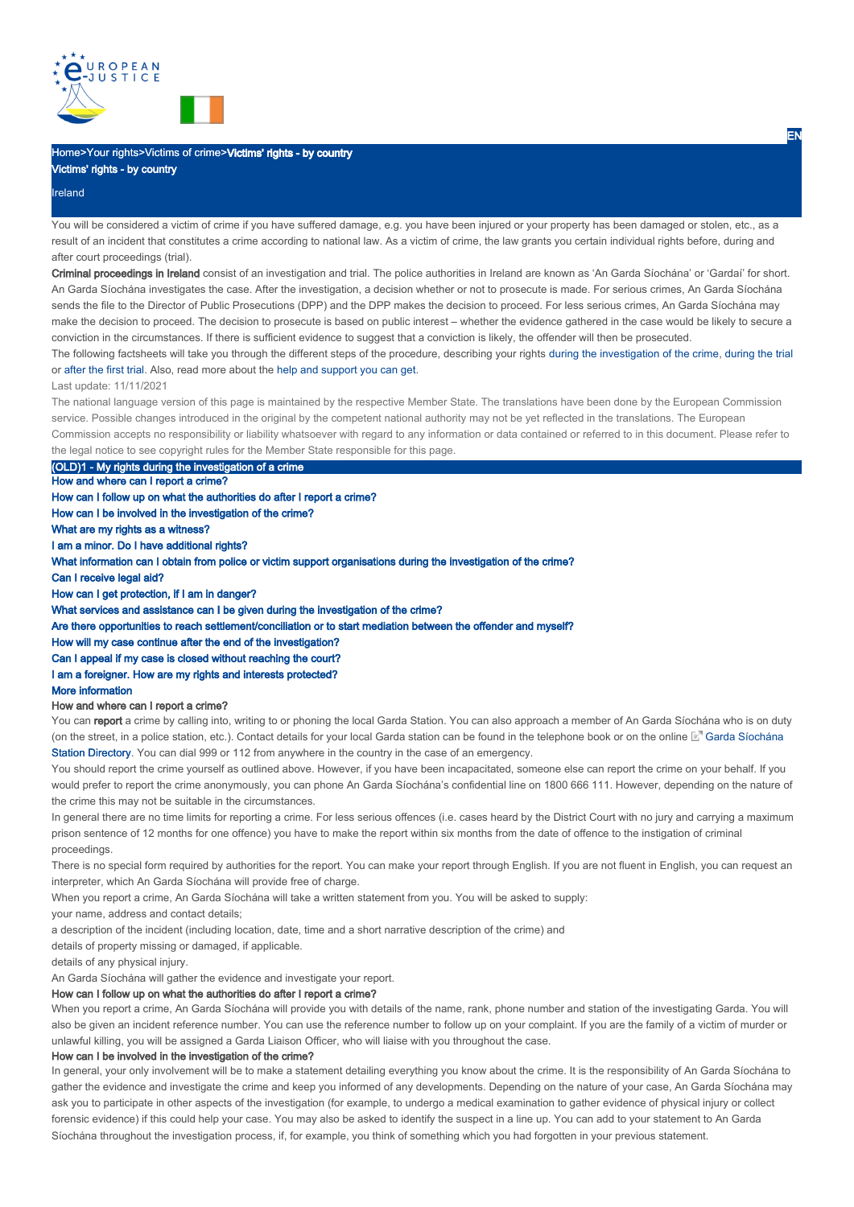Home>Your rights>Victims of crime>**Victims' rights - by country**

# Victims' rights - by country

Ireland

You will be considered a victim of crime if you have suffered damage, e.g. you have been injured or your property has been damaged or stolen, etc., as a result of an incident that constitutes a crime according to national law. As a victim of crime, the law grants you certain individual rights before, during and after court proceedings (trial).

**Criminal proceedings in Ireland** consist of an investigation and trial. The police authorities in Ireland are known as 'An Garda Síochána' or 'Gardaí' for short. An Garda Síochána investigates the case. After the investigation, a decision whether or not to prosecute is made. For serious crimes, An Garda Síochána sends the file to the Director of Public Prosecutions (DPP) and the DPP makes the decision to proceed. For less serious crimes, An Garda Síochána may make the decision to proceed. The decision to prosecute is based on public interest – whether the evidence gathered in the case would be likely to secure a conviction in the circumstances. If there is sufficient evidence to suggest that a conviction is likely, the offender will then be prosecuted.

The following factsheets will take you through the different steps of the procedure, describing your rights during the investigation of the crime, during the trial or after the first trial. Also, read more about the help and support you can get.

Last update: 11/11/2021

The national language version of this page is maintained by the respective Member State. The translations have been done by the European Commission service. Possible changes introduced in the original by the competent national authority may not be yet reflected in the translations. The European Commission accepts no responsibility or liability whatsoever with regard to any information or data contained or referred to in this document. Please refer to the legal notice to see copyright rules for the Member State responsible for this page.

## (OLD)1 - My rights during the investigation of a crime

- How and where can I report a crime?
- How can I follow up on what the authorities do after I report a crime?
- How can I be involved in the investigation of the crime?
- What are my rights as a witness?
- I am a minor. Do I have additional rights?
- What information can I obtain from police or victim support organisations during the investigation of the crime?
- Can I receive legal aid?
- How can I get protection, if I am in danger?
- What services and assistance can I be given during the investigation of the crime?
- Are there opportunities to reach settlement/conciliation or to start mediation between the offender and myself?
- How will my case continue after the end of the investigation?
- Can I appeal if my case is closed without reaching the court?
- I am a foreigner. How are my rights and interests protected?
- More information

### How and where can I report a crime?

You can **report** a crime by calling into, writing to or phoning the local Garda Station. You can also approach a member of An Garda Síochána who is on duty (on the street, in a police station, etc.). Contact details for your local Garda station can be found in the telephone book or on the online Garda Síochána Station Directory. You can dial 999 or 112 from anywhere in the country in the case of an emergency.

You should report the crime yourself as outlined above. However, if you have been incapacitated, someone else can report the crime on your behalf. If you would prefer to report the crime anonymously, you can phone An Garda Síochána's confidential line on 1800 666 111. However, depending on the nature of the crime this may not be suitable in the circumstances.

In general there are no time limits for reporting a crime. For less serious offences (i.e. cases heard by the District Court with no jury and carrying a maximum prison sentence of 12 months for one offence) you have to make the report within six months from the date of offence to the instigation of criminal proceedings.

There is no special form required by authorities for the report. You can make your report through English. If you are not fluent in English, you can request an interpreter, which An Garda Síochána will provide free of charge.

When you report a crime, An Garda Síochána will take a written statement from you. You will be asked to supply:

your name, address and contact details;

a description of the incident (including location, date, time and a short narrative description of the crime) and

details of property missing or damaged, if applicable.

details of any physical injury.

An Garda Síochána will gather the evidence and investigate your report.

### How can I follow up on what the authorities do after I report a crime?

When you report a crime, An Garda Síochána will provide you with details of the name, rank, phone number and station of the investigating Garda. You will also be given an incident reference number. You can use the reference number to follow up on your complaint. If you are the family of a victim of murder or unlawful killing, you will be assigned a Garda Liaison Officer, who will liaise with you throughout the case.

### How can I be involved in the investigation of the crime?

In general, your only involvement will be to make a statement detailing everything you know about the crime. It is the responsibility of An Garda Síochána to gather the evidence and investigate the crime and keep you informed of any developments. Depending on the nature of your case, An Garda Síochána may ask you to participate in other aspects of the investigation (for example, to undergo a medical examination to gather evidence of physical injury or collect forensic evidence) if this could help your case. You may also be asked to identify the suspect in a line up. You can add to your statement to An Garda Síochána throughout the investigation process, if, for example, you think of something which you had forgotten in your previous statement.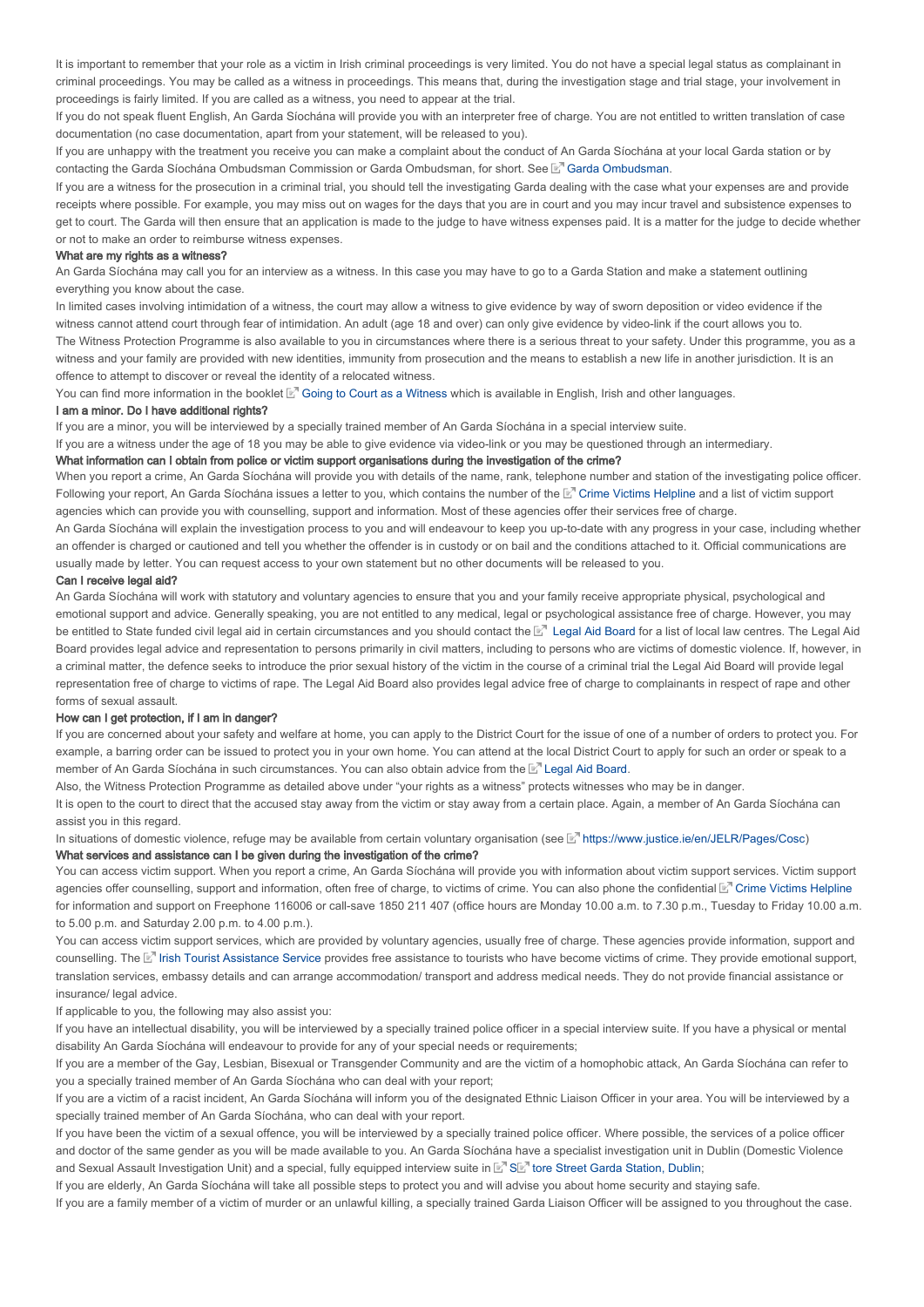It is important to remember that your role as a victim in Irish criminal proceedings is very limited. You do not have a special legal status as complainant in criminal proceedings. You may be called as a witness in proceedings. This means that, during the investigation stage and trial stage, your involvement in proceedings is fairly limited. If you are called as a witness, you need to appear at the trial.

If you do not speak fluent English, An Garda Síochána will provide you with an interpreter free of charge. You are not entitled to written translation of case documentation (no case documentation, apart from your statement, will be released to you).

If you are unhappy with the treatment you receive you can make a complaint about the conduct of An Garda Síochána at your local Garda station or by contacting the Garda Síochána Ombudsman Commission or Garda Ombudsman, for short. See Garda Ombudsman.

If you are a witness for the prosecution in a criminal trial, you should tell the investigating Garda dealing with the case what your expenses are and provide receipts where possible. For example, you may miss out on wages for the days that you are in court and you may incur travel and subsistence expenses to get to court. The Garda will then ensure that an application is made to the judge to have witness expenses paid. It is a matter for the judge to decide whether or not to make an order to reimburse witness expenses.

**What are my rights as a witness?**

An Garda Síochána may call you for an interview as a witness. In this case you may have to go to a Garda Station and make a statement outlining everything you know about the case.

In limited cases involving intimidation of a witness, the court may allow a witness to give evidence by way of sworn deposition or video evidence if the witness cannot attend court through fear of intimidation. An adult (age 18 and over) can only give evidence by video-link if the court allows you to.

The Witness Protection Programme is also available to you in circumstances where there is a serious threat to your safety. Under this programme, you as a witness and your family are provided with new identities, immunity from prosecution and the means to establish a new life in another jurisdiction. It is an offence to attempt to discover or reveal the identity of a relocated witness.

You can find more information in the booklet Going to Court as a Witness which is available in English, Irish and other languages.

**I am a minor. Do I have additional rights?**

If you are a minor, you will be interviewed by a specially trained member of An Garda Síochána in a special interview suite.

If you are a witness under the age of 18 you may be able to give evidence via video-link or you may be questioned through an intermediary.

**What information can I obtain from police or victim support organisations during the investigation of the crime?**

When you report a crime, An Garda Síochána will provide you with details of the name, rank, telephone number and station of the investigating police officer. Following your report, An Garda Síochána issues a letter to you, which contains the number of the Crime Victims Helpline and a list of victim support agencies which can provide you with counselling, support and information. Most of these agencies offer their services free of charge.

An Garda Síochána will explain the investigation process to you and will endeavour to keep you up-to-date with any progress in your case, including whether an offender is charged or cautioned and tell you whether the offender is in custody or on bail and the conditions attached to it. Official communications are usually made by letter. You can request access to your own statement but no other documents will be released to you.

**Can I receive legal aid?**

An Garda Síochána will work with statutory and voluntary agencies to ensure that you and your family receive appropriate physical, psychological and emotional support and advice. Generally speaking, you are not entitled to any medical, legal or psychological assistance free of charge. However, you may be entitled to State funded civil legal aid in certain circumstances and you should contact the Legal Aid Board for a list of local law centres. The Legal Aid Board provides legal advice and representation to persons primarily in civil matters, including to persons who are victims of domestic violence. If, however, in a criminal matter, the defence seeks to introduce the prior sexual history of the victim in the course of a criminal trial the Legal Aid Board will provide legal representation free of charge to victims of rape. The Legal Aid Board also provides legal advice free of charge to complainants in respect of rape and other forms of sexual assault.

**How can I get protection, if I am in danger?**

If you are concerned about your safety and welfare at home, you can apply to the District Court for the issue of one of a number of orders to protect you. For example, a barring order can be issued to protect you in your own home. You can attend at the local District Court to apply for such an order or speak to a member of An Garda Síochána in such circumstances. You can also obtain advice from the Legal Aid Board.

Also, the Witness Protection Programme as detailed above under "your rights as a witness" protects witnesses who may be in danger.

It is open to the court to direct that the accused stay away from the victim or stay away from a certain place. Again, a member of An Garda Síochána can assist you in this regard.

In situations of domestic violence, refuge may be available from certain voluntary organisation (see https://www.justice.ie/en/JELR/Pages/Cosc)

**What services and assistance can I be given during the investigation of the crime?**

You can access victim support. When you report a crime, An Garda Síochána will provide you with information about victim support services. Victim support agencies offer counselling, support and information, often free of charge, to victims of crime. You can also phone the confidential Crime Victims Helpline for information and support on Freephone 116006 or call-save 1850 211 407 (office hours are Monday 10.00 a.m. to 7.30 p.m., Tuesday to Friday 10.00 a.m. to 5.00 p.m. and Saturday 2.00 p.m. to 4.00 p.m.).

You can access victim support services, which are provided by voluntary agencies, usually free of charge. These agencies provide information, support and counselling. The Irish Tourist Assistance Service provides free assistance to tourists who have become victims of crime. They provide emotional support, translation services, embassy details and can arrange accommodation/ transport and address medical needs. They do not provide financial assistance or insurance/ legal advice.

If applicable to you, the following may also assist you:

If you have an intellectual disability, you will be interviewed by a specially trained police officer in a special interview suite. If you have a physical or mental disability An Garda Síochána will endeavour to provide for any of your special needs or requirements;

If you are a member of the Gay, Lesbian, Bisexual or Transgender Community and are the victim of a homophobic attack, An Garda Síochána can refer to you a specially trained member of An Garda Síochána who can deal with your report;

If you are a victim of a racist incident, An Garda Síochána will inform you of the designated Ethnic Liaison Officer in your area. You will be interviewed by a specially trained member of An Garda Síochána, who can deal with your report.

If you have been the victim of a sexual offence, you will be interviewed by a specially trained police officer. Where possible, the services of a police officer and doctor of the same gender as you will be made available to you. An Garda Síochána have a specialist investigation unit in Dublin (Domestic Violence and Sexual Assault Investigation Unit) and a special, fully equipped interview suite in Store Street Garda Station, Dublin;

If you are elderly, An Garda Síochána will take all possible steps to protect you and will advise you about home security and staying safe.

If you are a family member of a victim of murder or an unlawful killing, a specially trained Garda Liaison Officer will be assigned to you throughout the case.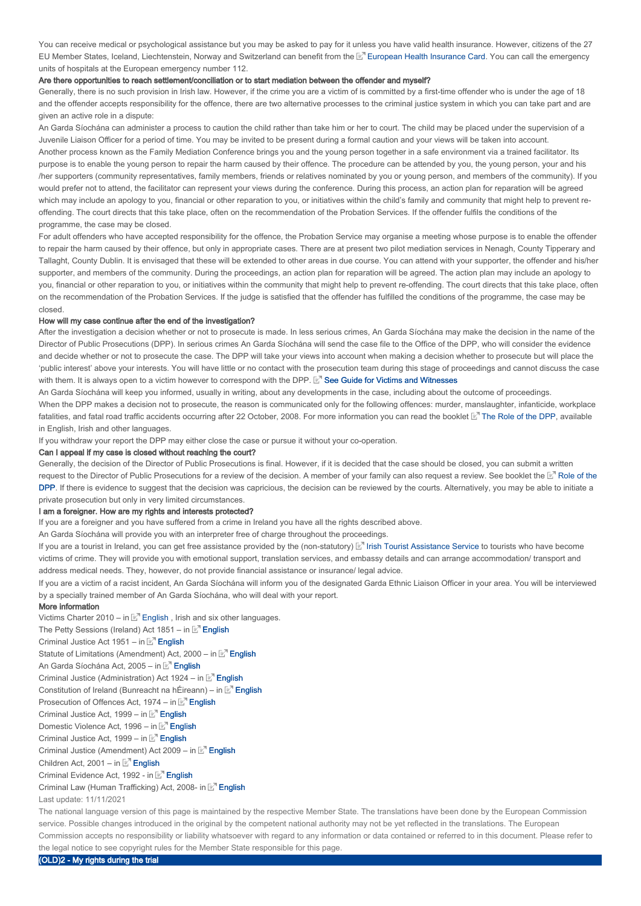You can receive medical or psychological assistance but you may be asked to pay for it unless you have valid health insurance. However, citizens of the 27 EU Member States, Iceland, Liechtenstein, Norway and Switzerland can benefit from the European Health Insurance Card. You can call the emergency units of hospitals at the European emergency number 112.

**Are there opportunities to reach settlement/conciliation or to start mediation between the offender and myself?**

Generally, there is no such provision in Irish law. However, if the crime you are a victim of is committed by a first-time offender who is under the age of 18 and the offender accepts responsibility for the offence, there are two alternative processes to the criminal justice system in which you can take part and are given an active role in a dispute:

An Garda Síochána can administer a process to caution the child rather than take him or her to court. The child may be placed under the supervision of a Juvenile Liaison Officer for a period of time. You may be invited to be present during a formal caution and your views will be taken into account.

Another process known as the Family Mediation Conference brings you and the young person together in a safe environment via a trained facilitator. Its purpose is to enable the young person to repair the harm caused by their offence. The procedure can be attended by you, the young person, your and his /her supporters (community representatives, family members, friends or relatives nominated by you or young person, and members of the community). If you would prefer not to attend, the facilitator can represent your views during the conference. During this process, an action plan for reparation will be agreed which may include an apology to you, financial or other reparation to you, or initiatives within the child's family and community that might help to prevent re-offending. The court directs that this take place, often on the recommendation of the Probation Services. If the offender fulfils the conditions of the programme, the case may be closed.

For adult offenders who have accepted responsibility for the offence, the Probation Service may organise a meeting whose purpose is to enable the offender to repair the harm caused by their offence, but only in appropriate cases. There are at present two pilot mediation services in Nenagh, County Tipperary and Tallaght, County Dublin. It is envisaged that these will be extended to other areas in due course. You can attend with your supporter, the offender and his/her supporter, and members of the community. During the proceedings, an action plan for reparation will be agreed. The action plan may include an apology to you, financial or other reparation to you, or initiatives within the community that might help to prevent re-offending. The court directs that this take place, often on the recommendation of the Probation Services. If the judge is satisfied that the offender has fulfilled the conditions of the programme, the case may be closed.

**How will my case continue after the end of the investigation?**

After the investigation a decision whether or not to prosecute is made. In less serious crimes, An Garda Síochána may make the decision in the name of the Director of Public Prosecutions (DPP). In serious crimes An Garda Síochána will send the case file to the Office of the DPP, who will consider the evidence and decide whether or not to prosecute the case. The DPP will take your views into account when making a decision whether to prosecute but will place the 'public interest' above your interests. You will have little or no contact with the prosecution team during this stage of proceedings and cannot discuss the case with them. It is always open to a victim however to correspond with the DPP. See Guide for Victims and Witnesses

An Garda Síochána will keep you informed, usually in writing, about any developments in the case, including about the outcome of proceedings.

When the DPP makes a decision not to prosecute, the reason is communicated only for the following offences: murder, manslaughter, infanticide, workplace fatalities, and fatal road traffic accidents occurring after 22 October, 2008. For more information you can read the booklet The Role of the DPP, available in English, Irish and other languages.

If you withdraw your report the DPP may either close the case or pursue it without your co-operation.

**Can I appeal if my case is closed without reaching the court?**

Generally, the decision of the Director of Public Prosecutions is final. However, if it is decided that the case should be closed, you can submit a written request to the Director of Public Prosecutions for a review of the decision. A member of your family can also request a review. See booklet the Role of the DPP. If there is evidence to suggest that the decision was capricious, the decision can be reviewed by the courts. Alternatively, you may be able to initiate a private prosecution but only in very limited circumstances.

**I am a foreigner. How are my rights and interests protected?**

If you are a foreigner and you have suffered from a crime in Ireland you have all the rights described above.

An Garda Síochána will provide you with an interpreter free of charge throughout the proceedings.

If you are a tourist in Ireland, you can get free assistance provided by the (non-statutory) Irish Tourist Assistance Service to tourists who have become victims of crime. They will provide you with emotional support, translation services, and embassy details and can arrange accommodation/ transport and address medical needs. They, however, do not provide financial assistance or insurance/ legal advice.

If you are a victim of a racist incident, An Garda Síochána will inform you of the designated Garda Ethnic Liaison Officer in your area. You will be interviewed by a specially trained member of An Garda Síochána, who will deal with your report.

**More information**

Victims Charter 2010 – in English , Irish and six other languages.

The Petty Sessions (Ireland) Act 1851 – in English

Criminal Justice Act 1951 – in English

Statute of Limitations (Amendment) Act, 2000 – in English

An Garda Síochána Act, 2005 – in English

Criminal Justice (Administration) Act 1924 – in English

Constitution of Ireland (Bunreacht na hÉireann) – in English

Prosecution of Offences Act, 1974 – in English

Criminal Justice Act, 1999 – in English

Domestic Violence Act, 1996 – in English

Criminal Justice Act, 1999 – in English

Criminal Justice (Amendment) Act 2009 – in English

Children Act, 2001 – in English

Criminal Evidence Act, 1992 - in English

Criminal Law (Human Trafficking) Act, 2008- in English

Last update: 11/11/2021

The national language version of this page is maintained by the respective Member State. The translations have been done by the European Commission service. Possible changes introduced in the original by the competent national authority may not be yet reflected in the translations. The European Commission accepts no responsibility or liability whatsoever with regard to any information or data contained or referred to in this document. Please refer to the legal notice to see copyright rules for the Member State responsible for this page.

## (OLD)2 - My rights during the trial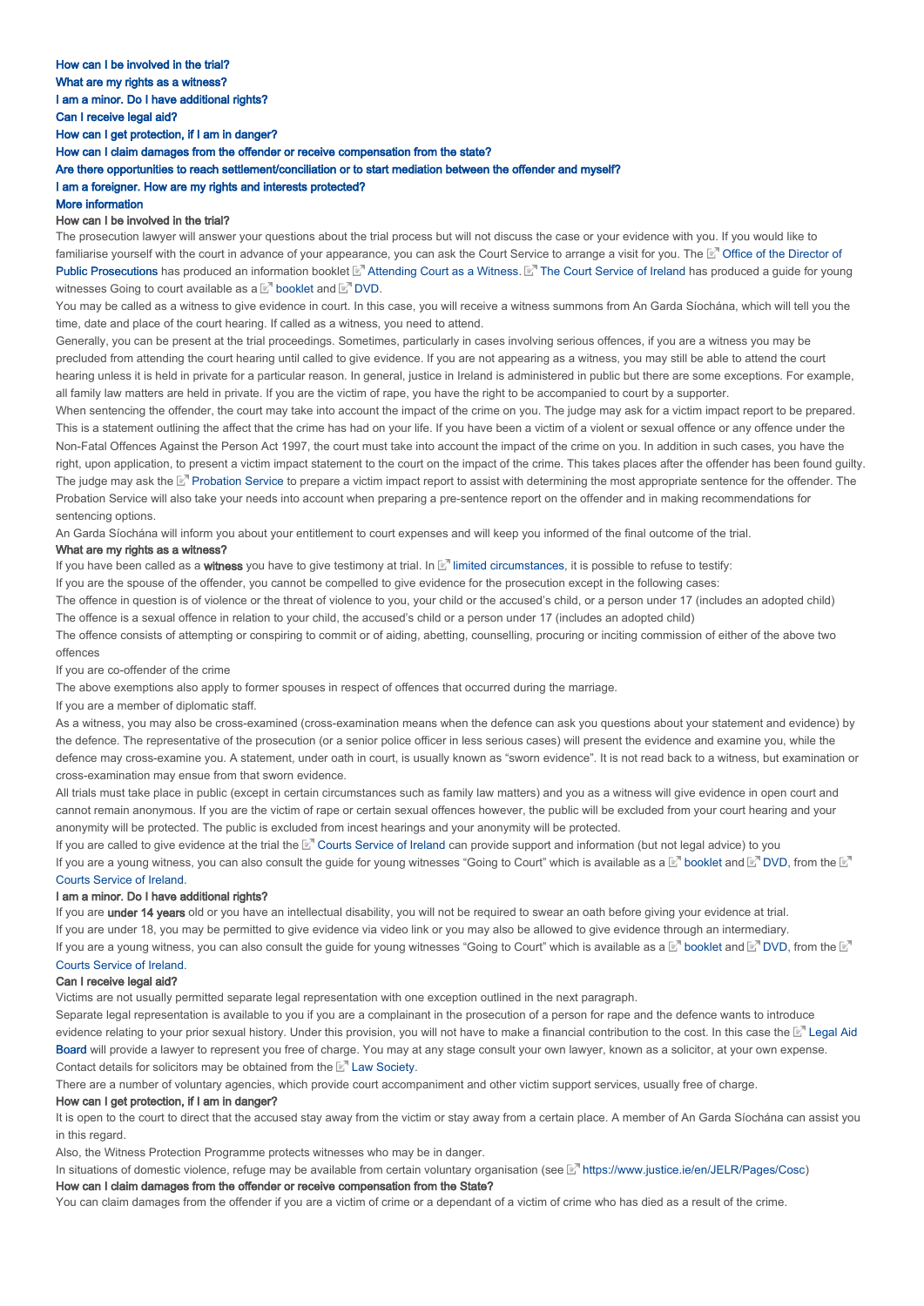How can I be involved in the trial?

What are my rights as a witness?

I am a minor. Do I have additional rights?

Can I receive legal aid?

How can I get protection, if I am in danger?

How can I claim damages from the offender or receive compensation from the state?

Are there opportunities to reach settlement/conciliation or to start mediation between the offender and myself?

I am a foreigner. How are my rights and interests protected?

More information

### How can I be involved in the trial?

The prosecution lawyer will answer your questions about the trial process but will not discuss the case or your evidence with you. If you would like to familiarise yourself with the court in advance of your appearance, you can ask the Court Service to arrange a visit for you. The Office of the Director of Public Prosecutions has produced an information booklet Attending Court as a Witness. The Court Service of Ireland has produced a guide for young witnesses Going to court available as a booklet and DVD.

You may be called as a witness to give evidence in court. In this case, you will receive a witness summons from An Garda Síochána, which will tell you the time, date and place of the court hearing. If called as a witness, you need to attend.

Generally, you can be present at the trial proceedings. Sometimes, particularly in cases involving serious offences, if you are a witness you may be precluded from attending the court hearing until called to give evidence. If you are not appearing as a witness, you may still be able to attend the court hearing unless it is held in private for a particular reason. In general, justice in Ireland is administered in public but there are some exceptions. For example, all family law matters are held in private. If you are the victim of rape, you have the right to be accompanied to court by a supporter.

When sentencing the offender, the court may take into account the impact of the crime on you. The judge may ask for a victim impact report to be prepared. This is a statement outlining the affect that the crime has had on your life. If you have been a victim of a violent or sexual offence or any offence under the Non-Fatal Offences Against the Person Act 1997, the court must take into account the impact of the crime on you. In addition in such cases, you have the right, upon application, to present a victim impact statement to the court on the impact of the crime. This takes places after the offender has been found guilty. The judge may ask the Probation Service to prepare a victim impact report to assist with determining the most appropriate sentence for the offender. The Probation Service will also take your needs into account when preparing a pre-sentence report on the offender and in making recommendations for sentencing options.

An Garda Síochána will inform you about your entitlement to court expenses and will keep you informed of the final outcome of the trial.

### What are my rights as a witness?

If you have been called as a **witness** you have to give testimony at trial. In limited circumstances, it is possible to refuse to testify:

If you are the spouse of the offender, you cannot be compelled to give evidence for the prosecution except in the following cases:

The offence in question is of violence or the threat of violence to you, your child or the accused's child, or a person under 17 (includes an adopted child)

The offence is a sexual offence in relation to your child, the accused's child or a person under 17 (includes an adopted child)

The offence consists of attempting or conspiring to commit or of aiding, abetting, counselling, procuring or inciting commission of either of the above two offences

If you are co-offender of the crime

The above exemptions also apply to former spouses in respect of offences that occurred during the marriage.

If you are a member of diplomatic staff.

As a witness, you may also be cross-examined (cross-examination means when the defence can ask you questions about your statement and evidence) by the defence. The representative of the prosecution (or a senior police officer in less serious cases) will present the evidence and examine you, while the defence may cross-examine you. A statement, under oath in court, is usually known as "sworn evidence". It is not read back to a witness, but examination or cross-examination may ensue from that sworn evidence.

All trials must take place in public (except in certain circumstances such as family law matters) and you as a witness will give evidence in open court and cannot remain anonymous. If you are the victim of rape or certain sexual offences however, the public will be excluded from your court hearing and your anonymity will be protected. The public is excluded from incest hearings and your anonymity will be protected.

If you are called to give evidence at the trial the Courts Service of Ireland can provide support and information (but not legal advice) to you

If you are a young witness, you can also consult the guide for young witnesses "Going to Court" which is available as a booklet and DVD, from the Courts Service of Ireland.

### I am a minor. Do I have additional rights?

If you are **under 14 years** old or you have an intellectual disability, you will not be required to swear an oath before giving your evidence at trial.

If you are under 18, you may be permitted to give evidence via video link or you may also be allowed to give evidence through an intermediary.

If you are a young witness, you can also consult the guide for young witnesses "Going to Court" which is available as a booklet and DVD, from the Courts Service of Ireland.

### Can I receive legal aid?

Victims are not usually permitted separate legal representation with one exception outlined in the next paragraph.

Separate legal representation is available to you if you are a complainant in the prosecution of a person for rape and the defence wants to introduce evidence relating to your prior sexual history. Under this provision, you will not have to make a financial contribution to the cost. In this case the Legal Aid Board will provide a lawyer to represent you free of charge. You may at any stage consult your own lawyer, known as a solicitor, at your own expense. Contact details for solicitors may be obtained from the Law Society.

There are a number of voluntary agencies, which provide court accompaniment and other victim support services, usually free of charge.

### How can I get protection, if I am in danger?

It is open to the court to direct that the accused stay away from the victim or stay away from a certain place. A member of An Garda Síochána can assist you in this regard.

Also, the Witness Protection Programme protects witnesses who may be in danger.

In situations of domestic violence, refuge may be available from certain voluntary organisation (see https://www.justice.ie/en/JELR/Pages/Cosc)

### How can I claim damages from the offender or receive compensation from the State?

You can claim damages from the offender if you are a victim of crime or a dependant of a victim of crime who has died as a result of the crime.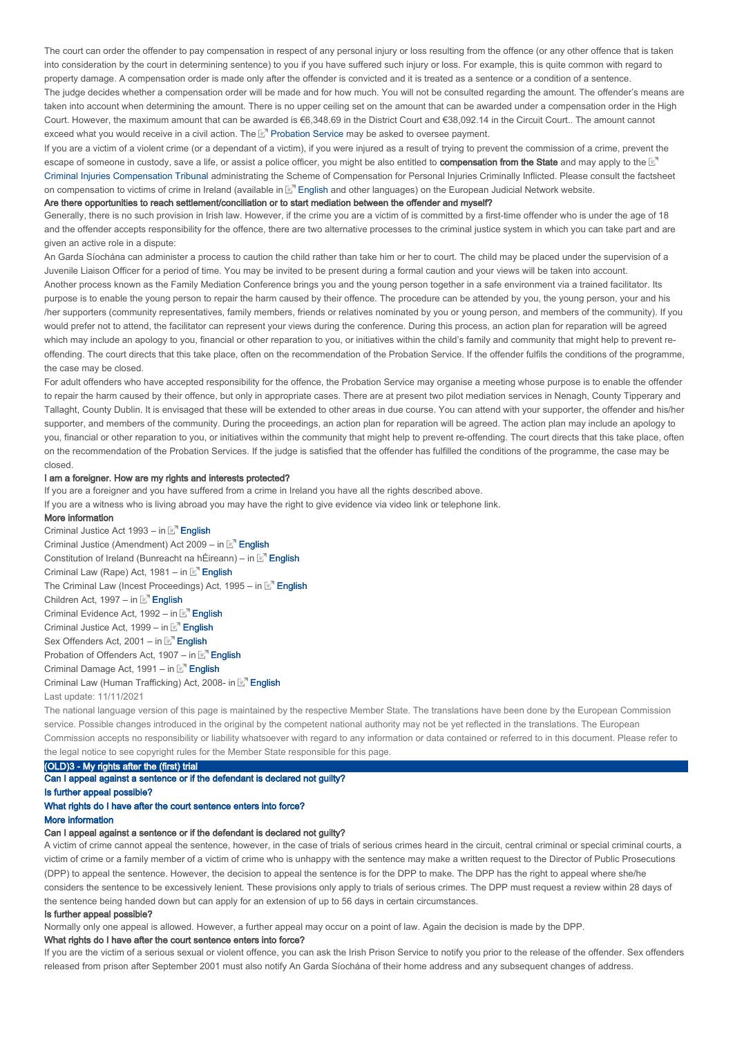The court can order the offender to pay compensation in respect of any personal injury or loss resulting from the offence (or any other offence that is taken into consideration by the court in determining sentence) to you if you have suffered such injury or loss. For example, this is quite common with regard to property damage. A compensation order is made only after the offender is convicted and it is treated as a sentence or a condition of a sentence.

The judge decides whether a compensation order will be made and for how much. You will not be consulted regarding the amount. The offender's means are taken into account when determining the amount. There is no upper ceiling set on the amount that can be awarded under a compensation order in the High Court. However, the maximum amount that can be awarded is €6,348.69 in the District Court and €38,092.14 in the Circuit Court.. The amount cannot exceed what you would receive in a civil action. The Probation Service may be asked to oversee payment.

If you are a victim of a violent crime (or a dependant of a victim), if you were injured as a result of trying to prevent the commission of a crime, prevent the escape of someone in custody, save a life, or assist a police officer, you might be also entitled to **compensation from the State** and may apply to the Criminal Injuries Compensation Tribunal administrating the Scheme of Compensation for Personal Injuries Criminally Inflicted. Please consult the factsheet on compensation to victims of crime in Ireland (available in English and other languages) on the European Judicial Network website.

**Are there opportunities to reach settlement/conciliation or to start mediation between the offender and myself?**

Generally, there is no such provision in Irish law. However, if the crime you are a victim of is committed by a first-time offender who is under the age of 18 and the offender accepts responsibility for the offence, there are two alternative processes to the criminal justice system in which you can take part and are given an active role in a dispute:

An Garda Síochána can administer a process to caution the child rather than take him or her to court. The child may be placed under the supervision of a Juvenile Liaison Officer for a period of time. You may be invited to be present during a formal caution and your views will be taken into account.

Another process known as the Family Mediation Conference brings you and the young person together in a safe environment via a trained facilitator. Its purpose is to enable the young person to repair the harm caused by their offence. The procedure can be attended by you, the young person, your and his /her supporters (community representatives, family members, friends or relatives nominated by you or young person, and members of the community). If you would prefer not to attend, the facilitator can represent your views during the conference. During this process, an action plan for reparation will be agreed which may include an apology to you, financial or other reparation to you, or initiatives within the child's family and community that might help to prevent re-offending. The court directs that this take place, often on the recommendation of the Probation Service. If the offender fulfils the conditions of the programme, the case may be closed.

For adult offenders who have accepted responsibility for the offence, the Probation Service may organise a meeting whose purpose is to enable the offender to repair the harm caused by their offence, but only in appropriate cases. There are at present two pilot mediation services in Nenagh, County Tipperary and Tallaght, County Dublin. It is envisaged that these will be extended to other areas in due course. You can attend with your supporter, the offender and his/her supporter, and members of the community. During the proceedings, an action plan for reparation will be agreed. The action plan may include an apology to you, financial or other reparation to you, or initiatives within the community that might help to prevent re-offending. The court directs that this take place, often on the recommendation of the Probation Services. If the judge is satisfied that the offender has fulfilled the conditions of the programme, the case may be closed.

**I am a foreigner. How are my rights and interests protected?**

If you are a foreigner and you have suffered from a crime in Ireland you have all the rights described above.

If you are a witness who is living abroad you may have the right to give evidence via video link or telephone link.

**More information**

Criminal Justice Act 1993 – in English
Criminal Justice (Amendment) Act 2009 – in English
Constitution of Ireland (Bunreacht na hÉireann) – in English
Criminal Law (Rape) Act, 1981 – in English
The Criminal Law (Incest Proceedings) Act, 1995 – in English
Children Act, 1997 – in English
Criminal Evidence Act, 1992 – in English
Criminal Justice Act, 1999 – in English
Sex Offenders Act, 2001 – in English
Probation of Offenders Act, 1907 – in English
Criminal Damage Act, 1991 – in English
Criminal Law (Human Trafficking) Act, 2008- in English

Last update: 11/11/2021

The national language version of this page is maintained by the respective Member State. The translations have been done by the European Commission service. Possible changes introduced in the original by the competent national authority may not be yet reflected in the translations. The European Commission accepts no responsibility or liability whatsoever with regard to any information or data contained or referred to in this document. Please refer to the legal notice to see copyright rules for the Member State responsible for this page.

## (OLD)3 - My rights after the (first) trial

**Can I appeal against a sentence or if the defendant is declared not guilty?**
**Is further appeal possible?**
**What rights do I have after the court sentence enters into force?**
**More information**

**Can I appeal against a sentence or if the defendant is declared not guilty?**

A victim of crime cannot appeal the sentence, however, in the case of trials of serious crimes heard in the circuit, central criminal or special criminal courts, a victim of crime or a family member of a victim of crime who is unhappy with the sentence may make a written request to the Director of Public Prosecutions (DPP) to appeal the sentence. However, the decision to appeal the sentence is for the DPP to make. The DPP has the right to appeal where she/he considers the sentence to be excessively lenient. These provisions only apply to trials of serious crimes. The DPP must request a review within 28 days of the sentence being handed down but can apply for an extension of up to 56 days in certain circumstances.

**Is further appeal possible?**

Normally only one appeal is allowed. However, a further appeal may occur on a point of law. Again the decision is made by the DPP.

**What rights do I have after the court sentence enters into force?**

If you are the victim of a serious sexual or violent offence, you can ask the Irish Prison Service to notify you prior to the release of the offender. Sex offenders released from prison after September 2001 must also notify An Garda Síochána of their home address and any subsequent changes of address.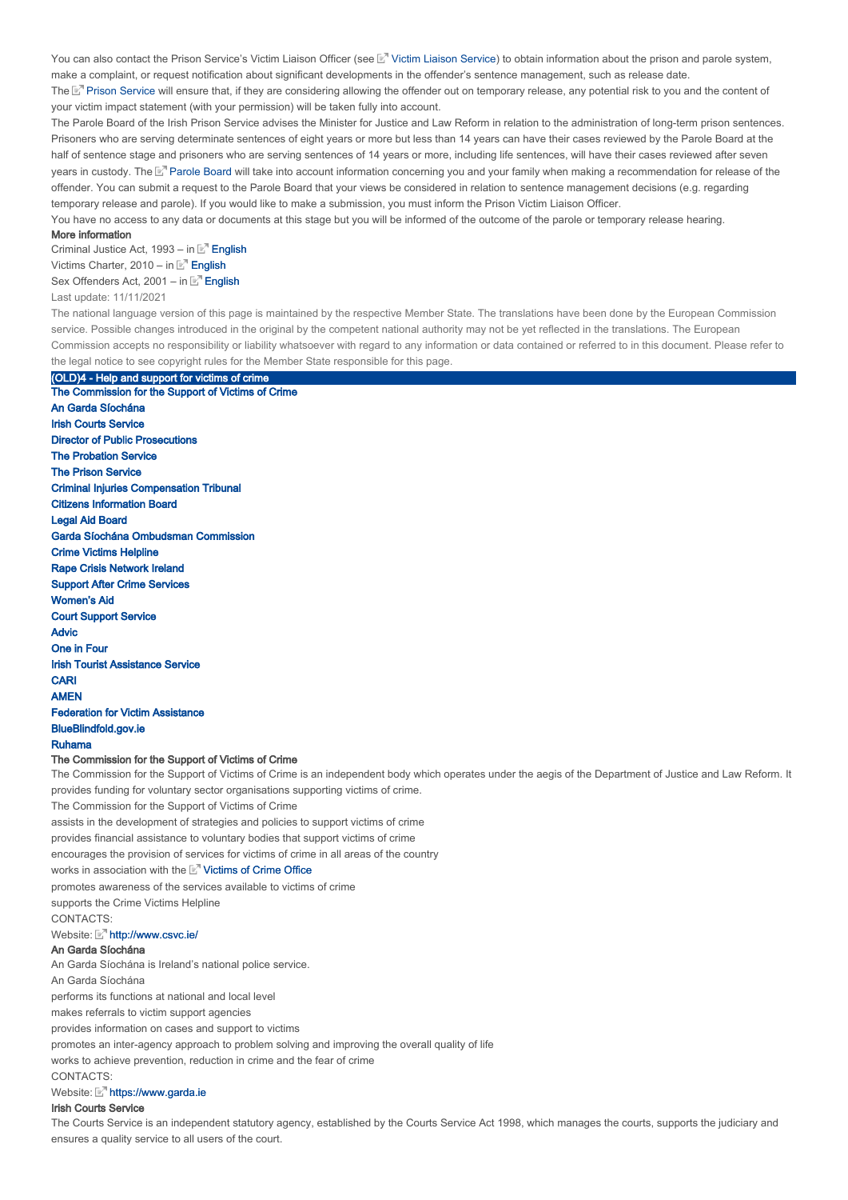You can also contact the Prison Service's Victim Liaison Officer (see Victim Liaison Service) to obtain information about the prison and parole system, make a complaint, or request notification about significant developments in the offender's sentence management, such as release date.

The Prison Service will ensure that, if they are considering allowing the offender out on temporary release, any potential risk to you and the content of your victim impact statement (with your permission) will be taken fully into account.

The Parole Board of the Irish Prison Service advises the Minister for Justice and Law Reform in relation to the administration of long-term prison sentences. Prisoners who are serving determinate sentences of eight years or more but less than 14 years can have their cases reviewed by the Parole Board at the half of sentence stage and prisoners who are serving sentences of 14 years or more, including life sentences, will have their cases reviewed after seven years in custody. The Parole Board will take into account information concerning you and your family when making a recommendation for release of the offender. You can submit a request to the Parole Board that your views be considered in relation to sentence management decisions (e.g. regarding temporary release and parole). If you would like to make a submission, you must inform the Prison Victim Liaison Officer.

You have no access to any data or documents at this stage but you will be informed of the outcome of the parole or temporary release hearing.

**More information**

Criminal Justice Act, 1993 – in English

Victims Charter, 2010 – in English

Sex Offenders Act, 2001 – in English

Last update: 11/11/2021

The national language version of this page is maintained by the respective Member State. The translations have been done by the European Commission service. Possible changes introduced in the original by the competent national authority may not be yet reflected in the translations. The European Commission accepts no responsibility or liability whatsoever with regard to any information or data contained or referred to in this document. Please refer to the legal notice to see copyright rules for the Member State responsible for this page.

## (OLD)4 - Help and support for victims of crime

- The Commission for the Support of Victims of Crime
- An Garda Síochána
- Irish Courts Service
- Director of Public Prosecutions
- The Probation Service
- The Prison Service
- Criminal Injuries Compensation Tribunal
- Citizens Information Board
- Legal Aid Board
- Garda Síochána Ombudsman Commission
- Crime Victims Helpline
- Rape Crisis Network Ireland
- Support After Crime Services
- Women's Aid
- Court Support Service
- Advic
- One in Four
- Irish Tourist Assistance Service
- CARI
- AMEN
- Federation for Victim Assistance
- BlueBlindfold.gov.ie
- Ruhama

### The Commission for the Support of Victims of Crime

The Commission for the Support of Victims of Crime is an independent body which operates under the aegis of the Department of Justice and Law Reform. It provides funding for voluntary sector organisations supporting victims of crime.

The Commission for the Support of Victims of Crime

assists in the development of strategies and policies to support victims of crime

provides financial assistance to voluntary bodies that support victims of crime

encourages the provision of services for victims of crime in all areas of the country

works in association with the Victims of Crime Office

promotes awareness of the services available to victims of crime

supports the Crime Victims Helpline

CONTACTS:

Website: http://www.csvc.ie/

### An Garda Síochána

An Garda Síochána is Ireland's national police service.

An Garda Síochána

performs its functions at national and local level

makes referrals to victim support agencies

provides information on cases and support to victims

promotes an inter-agency approach to problem solving and improving the overall quality of life

works to achieve prevention, reduction in crime and the fear of crime

CONTACTS:

Website: https://www.garda.ie

### Irish Courts Service

The Courts Service is an independent statutory agency, established by the Courts Service Act 1998, which manages the courts, supports the judiciary and ensures a quality service to all users of the court.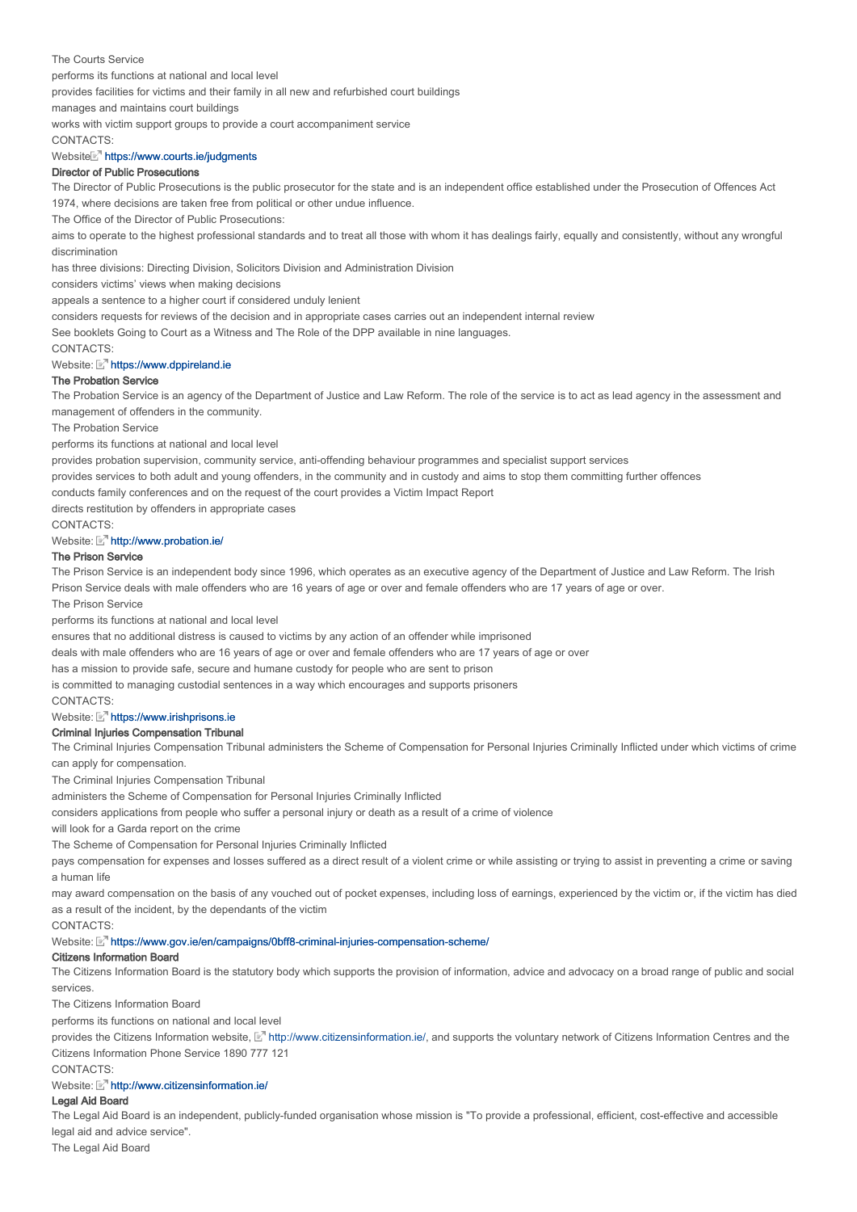The Courts Service

performs its functions at national and local level

provides facilities for victims and their family in all new and refurbished court buildings

manages and maintains court buildings

works with victim support groups to provide a court accompaniment service

CONTACTS:

Website: https://www.courts.ie/judgments

**Director of Public Prosecutions**

The Director of Public Prosecutions is the public prosecutor for the state and is an independent office established under the Prosecution of Offences Act 1974, where decisions are taken free from political or other undue influence.

The Office of the Director of Public Prosecutions:

aims to operate to the highest professional standards and to treat all those with whom it has dealings fairly, equally and consistently, without any wrongful discrimination

has three divisions: Directing Division, Solicitors Division and Administration Division

considers victims' views when making decisions

appeals a sentence to a higher court if considered unduly lenient

considers requests for reviews of the decision and in appropriate cases carries out an independent internal review

See booklets Going to Court as a Witness and The Role of the DPP available in nine languages.

CONTACTS:

Website: https://www.dppireland.ie

**The Probation Service**

The Probation Service is an agency of the Department of Justice and Law Reform. The role of the service is to act as lead agency in the assessment and management of offenders in the community.

The Probation Service

performs its functions at national and local level

provides probation supervision, community service, anti-offending behaviour programmes and specialist support services

provides services to both adult and young offenders, in the community and in custody and aims to stop them committing further offences

conducts family conferences and on the request of the court provides a Victim Impact Report

directs restitution by offenders in appropriate cases

CONTACTS:

Website: http://www.probation.ie/

**The Prison Service**

The Prison Service is an independent body since 1996, which operates as an executive agency of the Department of Justice and Law Reform. The Irish Prison Service deals with male offenders who are 16 years of age or over and female offenders who are 17 years of age or over.

The Prison Service

performs its functions at national and local level

ensures that no additional distress is caused to victims by any action of an offender while imprisoned

deals with male offenders who are 16 years of age or over and female offenders who are 17 years of age or over

has a mission to provide safe, secure and humane custody for people who are sent to prison

is committed to managing custodial sentences in a way which encourages and supports prisoners

CONTACTS:

Website: https://www.irishprisons.ie

**Criminal Injuries Compensation Tribunal**

The Criminal Injuries Compensation Tribunal administers the Scheme of Compensation for Personal Injuries Criminally Inflicted under which victims of crime can apply for compensation.

The Criminal Injuries Compensation Tribunal

administers the Scheme of Compensation for Personal Injuries Criminally Inflicted

considers applications from people who suffer a personal injury or death as a result of a crime of violence

will look for a Garda report on the crime

The Scheme of Compensation for Personal Injuries Criminally Inflicted

pays compensation for expenses and losses suffered as a direct result of a violent crime or while assisting or trying to assist in preventing a crime or saving a human life

may award compensation on the basis of any vouched out of pocket expenses, including loss of earnings, experienced by the victim or, if the victim has died as a result of the incident, by the dependants of the victim

CONTACTS:

Website: https://www.gov.ie/en/campaigns/0bff8-criminal-injuries-compensation-scheme/

**Citizens Information Board**

The Citizens Information Board is the statutory body which supports the provision of information, advice and advocacy on a broad range of public and social services.

The Citizens Information Board

performs its functions on national and local level

provides the Citizens Information website, http://www.citizensinformation.ie/, and supports the voluntary network of Citizens Information Centres and the Citizens Information Phone Service 1890 777 121

CONTACTS:

Website: http://www.citizensinformation.ie/

**Legal Aid Board**

The Legal Aid Board is an independent, publicly-funded organisation whose mission is "To provide a professional, efficient, cost-effective and accessible legal aid and advice service".

The Legal Aid Board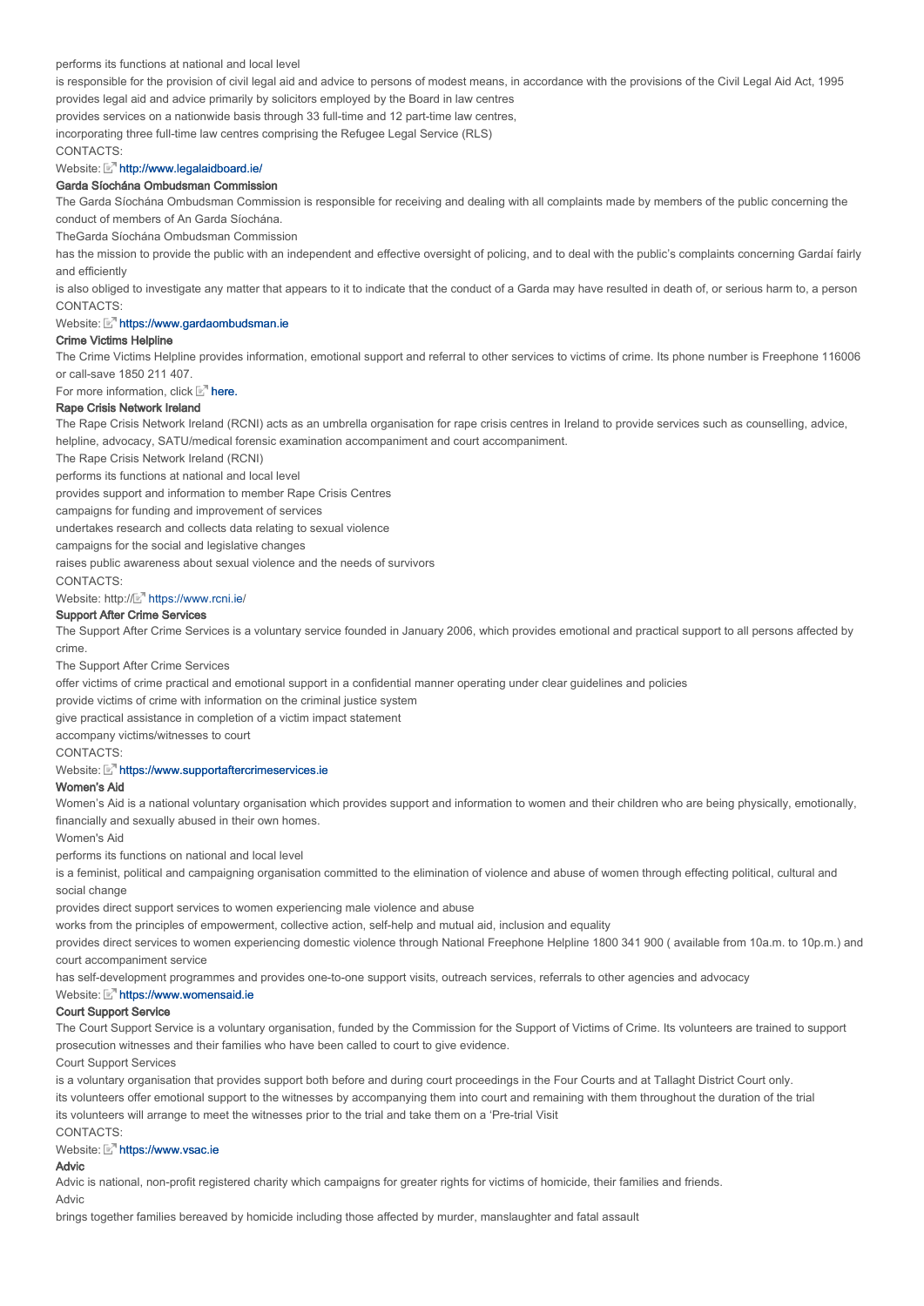performs its functions at national and local level

is responsible for the provision of civil legal aid and advice to persons of modest means, in accordance with the provisions of the Civil Legal Aid Act, 1995

provides legal aid and advice primarily by solicitors employed by the Board in law centres

provides services on a nationwide basis through 33 full-time and 12 part-time law centres,

incorporating three full-time law centres comprising the Refugee Legal Service (RLS)

CONTACTS:

Website: http://www.legalaidboard.ie/

**Garda Síochána Ombudsman Commission**

The Garda Síochána Ombudsman Commission is responsible for receiving and dealing with all complaints made by members of the public concerning the conduct of members of An Garda Síochána.

TheGarda Síochána Ombudsman Commission

has the mission to provide the public with an independent and effective oversight of policing, and to deal with the public's complaints concerning Gardaí fairly and efficiently

is also obliged to investigate any matter that appears to it to indicate that the conduct of a Garda may have resulted in death of, or serious harm to, a person

CONTACTS:

Website: https://www.gardaombudsman.ie

**Crime Victims Helpline**

The Crime Victims Helpline provides information, emotional support and referral to other services to victims of crime. Its phone number is Freephone 116006 or call-save 1850 211 407.

For more information, click here.

**Rape Crisis Network Ireland**

The Rape Crisis Network Ireland (RCNI) acts as an umbrella organisation for rape crisis centres in Ireland to provide services such as counselling, advice, helpline, advocacy, SATU/medical forensic examination accompaniment and court accompaniment.

The Rape Crisis Network Ireland (RCNI)

performs its functions at national and local level

provides support and information to member Rape Crisis Centres

campaigns for funding and improvement of services

undertakes research and collects data relating to sexual violence

campaigns for the social and legislative changes

raises public awareness about sexual violence and the needs of survivors

CONTACTS:

Website: http:// https://www.rcni.ie/

**Support After Crime Services**

The Support After Crime Services is a voluntary service founded in January 2006, which provides emotional and practical support to all persons affected by crime.

The Support After Crime Services

offer victims of crime practical and emotional support in a confidential manner operating under clear guidelines and policies

provide victims of crime with information on the criminal justice system

give practical assistance in completion of a victim impact statement

accompany victims/witnesses to court

CONTACTS:

Website: https://www.supportaftercrimeservices.ie

**Women's Aid**

Women's Aid is a national voluntary organisation which provides support and information to women and their children who are being physically, emotionally, financially and sexually abused in their own homes.

Women's Aid

performs its functions on national and local level

is a feminist, political and campaigning organisation committed to the elimination of violence and abuse of women through effecting political, cultural and social change

provides direct support services to women experiencing male violence and abuse

works from the principles of empowerment, collective action, self-help and mutual aid, inclusion and equality

provides direct services to women experiencing domestic violence through National Freephone Helpline 1800 341 900 ( available from 10a.m. to 10p.m.) and court accompaniment service

has self-development programmes and provides one-to-one support visits, outreach services, referrals to other agencies and advocacy

Website: https://www.womensaid.ie

**Court Support Service**

The Court Support Service is a voluntary organisation, funded by the Commission for the Support of Victims of Crime. Its volunteers are trained to support prosecution witnesses and their families who have been called to court to give evidence.

Court Support Services

is a voluntary organisation that provides support both before and during court proceedings in the Four Courts and at Tallaght District Court only.

its volunteers offer emotional support to the witnesses by accompanying them into court and remaining with them throughout the duration of the trial

its volunteers will arrange to meet the witnesses prior to the trial and take them on a 'Pre-trial Visit

CONTACTS:

Website: https://www.vsac.ie

**Advic**

Advic is national, non-profit registered charity which campaigns for greater rights for victims of homicide, their families and friends.

Advic

brings together families bereaved by homicide including those affected by murder, manslaughter and fatal assault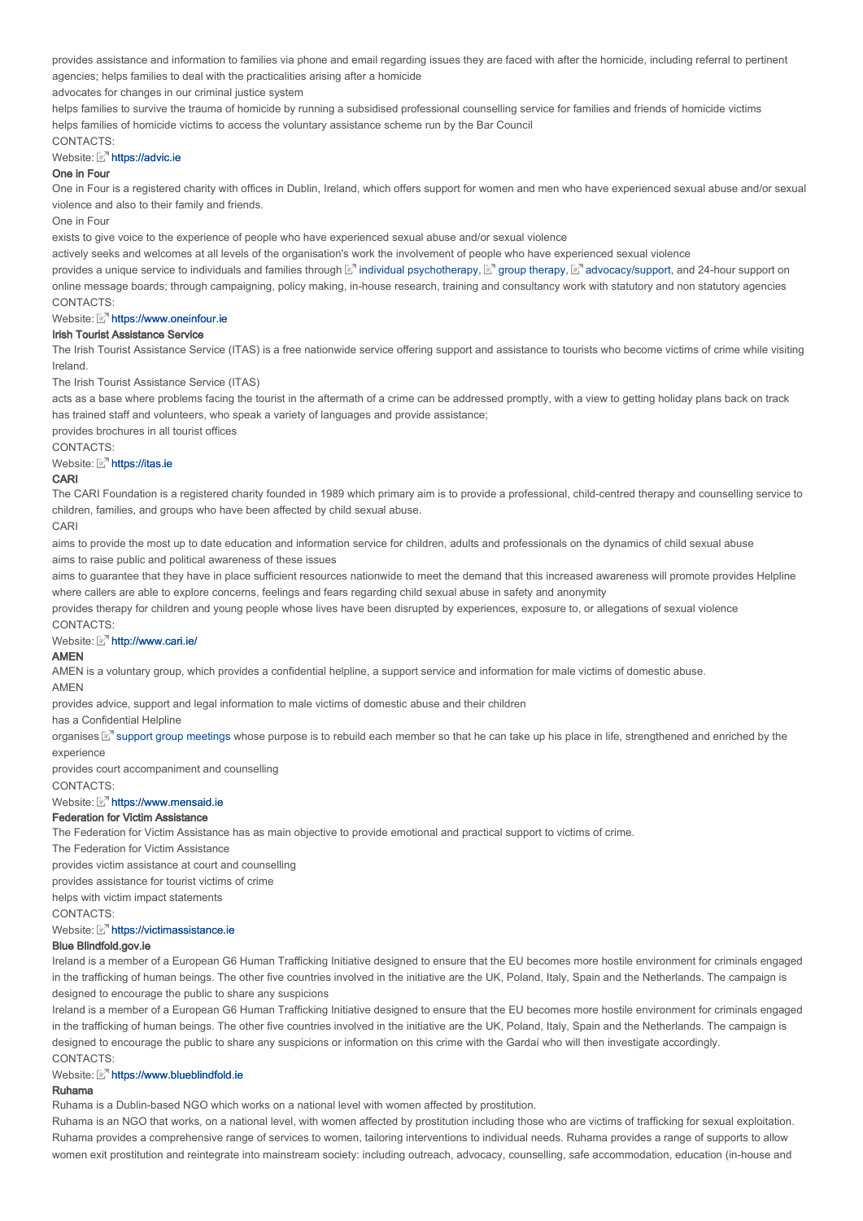provides assistance and information to families via phone and email regarding issues they are faced with after the homicide, including referral to pertinent agencies; helps families to deal with the practicalities arising after a homicide

advocates for changes in our criminal justice system

helps families to survive the trauma of homicide by running a subsidised professional counselling service for families and friends of homicide victims

helps families of homicide victims to access the voluntary assistance scheme run by the Bar Council

CONTACTS:

Website: https://advic.ie

### One in Four

One in Four is a registered charity with offices in Dublin, Ireland, which offers support for women and men who have experienced sexual abuse and/or sexual violence and also to their family and friends.

One in Four

exists to give voice to the experience of people who have experienced sexual abuse and/or sexual violence

actively seeks and welcomes at all levels of the organisation's work the involvement of people who have experienced sexual violence

provides a unique service to individuals and families through individual psychotherapy, group therapy, advocacy/support, and 24-hour support on online message boards; through campaigning, policy making, in-house research, training and consultancy work with statutory and non statutory agencies

CONTACTS:

Website: https://www.oneinfour.ie

### Irish Tourist Assistance Service

The Irish Tourist Assistance Service (ITAS) is a free nationwide service offering support and assistance to tourists who become victims of crime while visiting Ireland.

The Irish Tourist Assistance Service (ITAS)

acts as a base where problems facing the tourist in the aftermath of a crime can be addressed promptly, with a view to getting holiday plans back on track

has trained staff and volunteers, who speak a variety of languages and provide assistance;

provides brochures in all tourist offices

CONTACTS:

Website: https://itas.ie

### CARI

The CARI Foundation is a registered charity founded in 1989 which primary aim is to provide a professional, child-centred therapy and counselling service to children, families, and groups who have been affected by child sexual abuse.

CARI

aims to provide the most up to date education and information service for children, adults and professionals on the dynamics of child sexual abuse

aims to raise public and political awareness of these issues

aims to guarantee that they have in place sufficient resources nationwide to meet the demand that this increased awareness will promote provides Helpline where callers are able to explore concerns, feelings and fears regarding child sexual abuse in safety and anonymity

provides therapy for children and young people whose lives have been disrupted by experiences, exposure to, or allegations of sexual violence

CONTACTS:

Website: http://www.cari.ie/

### AMEN

AMEN is a voluntary group, which provides a confidential helpline, a support service and information for male victims of domestic abuse.

AMEN

provides advice, support and legal information to male victims of domestic abuse and their children

has a Confidential Helpline

organises support group meetings whose purpose is to rebuild each member so that he can take up his place in life, strengthened and enriched by the experience

provides court accompaniment and counselling

CONTACTS:

Website: https://www.mensaid.ie

### Federation for Victim Assistance

The Federation for Victim Assistance has as main objective to provide emotional and practical support to victims of crime.

The Federation for Victim Assistance

provides victim assistance at court and counselling

provides assistance for tourist victims of crime

helps with victim impact statements

CONTACTS:

Website: https://victimassistance.ie

### Blue Blindfold.gov.ie

Ireland is a member of a European G6 Human Trafficking Initiative designed to ensure that the EU becomes more hostile environment for criminals engaged in the trafficking of human beings. The other five countries involved in the initiative are the UK, Poland, Italy, Spain and the Netherlands. The campaign is designed to encourage the public to share any suspicions

Ireland is a member of a European G6 Human Trafficking Initiative designed to ensure that the EU becomes more hostile environment for criminals engaged in the trafficking of human beings. The other five countries involved in the initiative are the UK, Poland, Italy, Spain and the Netherlands. The campaign is designed to encourage the public to share any suspicions or information on this crime with the Gardaí who will then investigate accordingly.

CONTACTS:

Website: https://www.blueblindfold.ie

### Ruhama

Ruhama is a Dublin-based NGO which works on a national level with women affected by prostitution.

Ruhama is an NGO that works, on a national level, with women affected by prostitution including those who are victims of trafficking for sexual exploitation. Ruhama provides a comprehensive range of services to women, tailoring interventions to individual needs. Ruhama provides a range of supports to allow women exit prostitution and reintegrate into mainstream society: including outreach, advocacy, counselling, safe accommodation, education (in-house and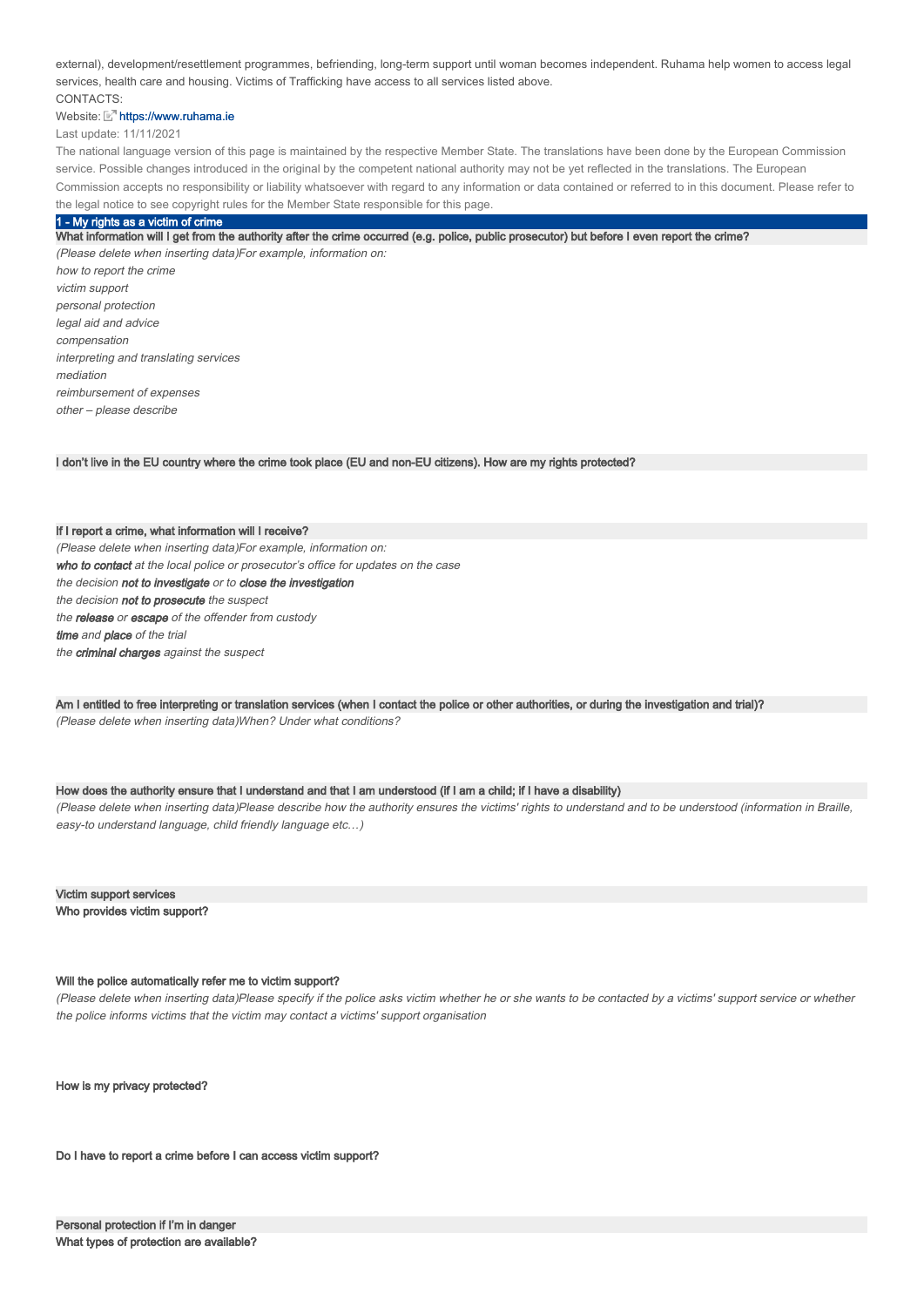external), development/resettlement programmes, befriending, long-term support until woman becomes independent. Ruhama help women to access legal services, health care and housing. Victims of Trafficking have access to all services listed above.

CONTACTS:

Website: https://www.ruhama.ie

Last update: 11/11/2021

The national language version of this page is maintained by the respective Member State. The translations have been done by the European Commission service. Possible changes introduced in the original by the competent national authority may not be yet reflected in the translations. The European Commission accepts no responsibility or liability whatsoever with regard to any information or data contained or referred to in this document. Please refer to the legal notice to see copyright rules for the Member State responsible for this page.

## 1 - My rights as a victim of crime

**What information will I get from the authority after the crime occurred (e.g. police, public prosecutor) but before I even report the crime?**

*(Please delete when inserting data)For example, information on:*

*how to report the crime*

*victim support*

*personal protection*

*legal aid and advice*

*compensation*

*interpreting and translating services*

*mediation*

*reimbursement of expenses*

*other – please describe*

**I don't live in the EU country where the crime took place (EU and non-EU citizens). How are my rights protected?**

**If I report a crime, what information will I receive?**

*(Please delete when inserting data)For example, information on:*

***who to contact** at the local police or prosecutor's office for updates on the case*

*the decision **not to investigate** or to **close the investigation***

*the decision **not to prosecute** the suspect*

*the **release** or **escape** of the offender from custody*

***time** and **place** of the trial*

*the **criminal charges** against the suspect*

**Am I entitled to free interpreting or translation services (when I contact the police or other authorities, or during the investigation and trial)?**

*(Please delete when inserting data)When? Under what conditions?*

**How does the authority ensure that I understand and that I am understood (if I am a child; if I have a disability)**

*(Please delete when inserting data)Please describe how the authority ensures the victims' rights to understand and to be understood (information in Braille, easy-to understand language, child friendly language etc…)*

**Victim support services**

**Who provides victim support?**

**Will the police automatically refer me to victim support?**

*(Please delete when inserting data)Please specify if the police asks victim whether he or she wants to be contacted by a victims' support service or whether the police informs victims that the victim may contact a victims' support organisation*

**How is my privacy protected?**

**Do I have to report a crime before I can access victim support?**

**Personal protection if I'm in danger**

**What types of protection are available?**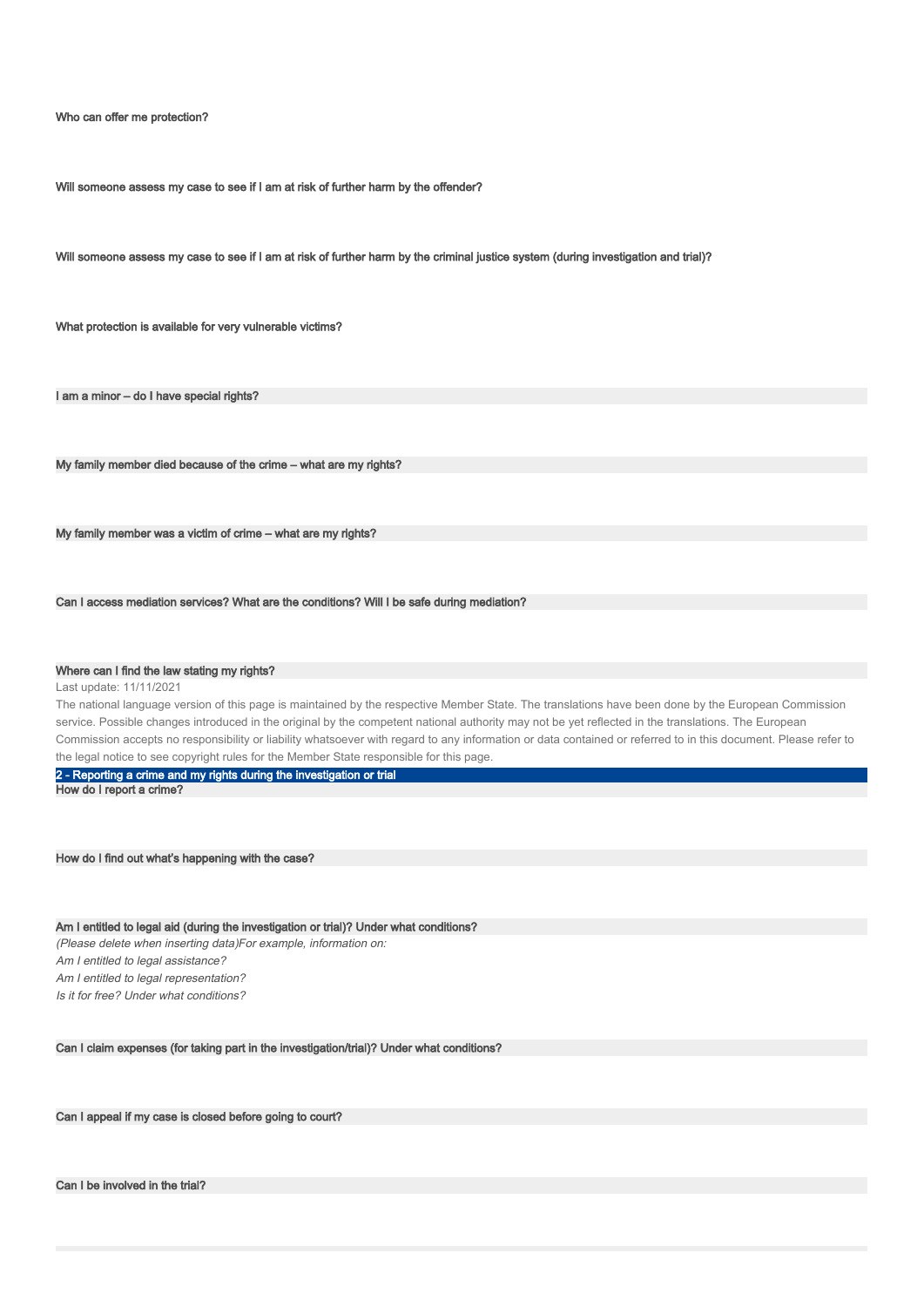### Who can offer me protection?

### Will someone assess my case to see if I am at risk of further harm by the offender?

### Will someone assess my case to see if I am at risk of further harm by the criminal justice system (during investigation and trial)?

### What protection is available for very vulnerable victims?

### I am a minor – do I have special rights?

### My family member died because of the crime – what are my rights?

### My family member was a victim of crime – what are my rights?

### Can I access mediation services? What are the conditions? Will I be safe during mediation?

### Where can I find the law stating my rights?

Last update: 11/11/2021

The national language version of this page is maintained by the respective Member State. The translations have been done by the European Commission service. Possible changes introduced in the original by the competent national authority may not be yet reflected in the translations. The European Commission accepts no responsibility or liability whatsoever with regard to any information or data contained or referred to in this document. Please refer to the legal notice to see copyright rules for the Member State responsible for this page.

## 2 - Reporting a crime and my rights during the investigation or trial

### How do I report a crime?

### How do I find out what's happening with the case?

### Am I entitled to legal aid (during the investigation or trial)? Under what conditions?

*(Please delete when inserting data)For example, information on:*

*Am I entitled to legal assistance?*

*Am I entitled to legal representation?*

*Is it for free? Under what conditions?*

### Can I claim expenses (for taking part in the investigation/trial)? Under what conditions?

### Can I appeal if my case is closed before going to court?

### Can I be involved in the trial?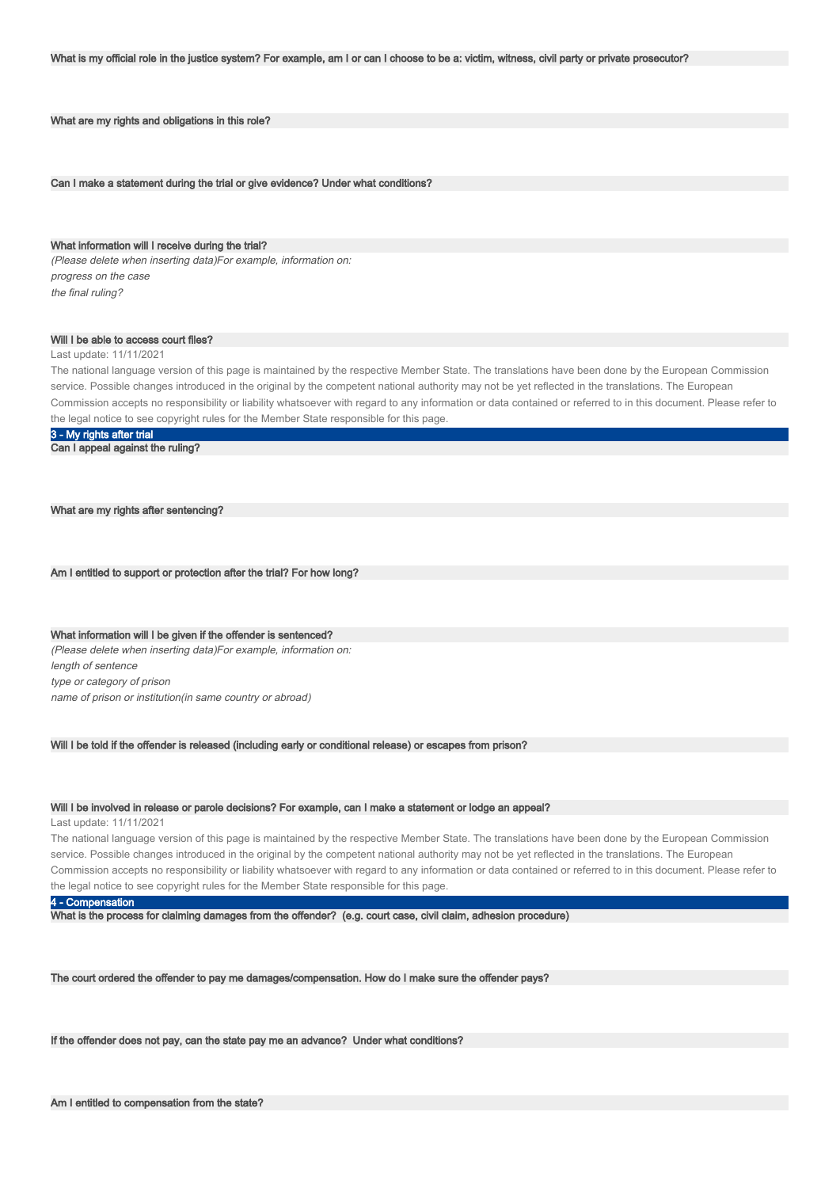**What is my official role in the justice system? For example, am I or can I choose to be a: victim, witness, civil party or private prosecutor?**

**What are my rights and obligations in this role?**

**Can I make a statement during the trial or give evidence? Under what conditions?**

**What information will I receive during the trial?**

*(Please delete when inserting data)For example, information on:*

*progress on the case*

*the final ruling?*

**Will I be able to access court files?**

Last update: 11/11/2021

The national language version of this page is maintained by the respective Member State. The translations have been done by the European Commission service. Possible changes introduced in the original by the competent national authority may not be yet reflected in the translations. The European Commission accepts no responsibility or liability whatsoever with regard to any information or data contained or referred to in this document. Please refer to the legal notice to see copyright rules for the Member State responsible for this page.

## 3 - My rights after trial

**Can I appeal against the ruling?**

**What are my rights after sentencing?**

**Am I entitled to support or protection after the trial? For how long?**

**What information will I be given if the offender is sentenced?**

*(Please delete when inserting data)For example, information on:*

*length of sentence*

*type or category of prison*

*name of prison or institution(in same country or abroad)*

**Will I be told if the offender is released (including early or conditional release) or escapes from prison?**

**Will I be involved in release or parole decisions? For example, can I make a statement or lodge an appeal?**

Last update: 11/11/2021

The national language version of this page is maintained by the respective Member State. The translations have been done by the European Commission service. Possible changes introduced in the original by the competent national authority may not be yet reflected in the translations. The European Commission accepts no responsibility or liability whatsoever with regard to any information or data contained or referred to in this document. Please refer to the legal notice to see copyright rules for the Member State responsible for this page.

## 4 - Compensation

**What is the process for claiming damages from the offender? (e.g. court case, civil claim, adhesion procedure)**

**The court ordered the offender to pay me damages/compensation. How do I make sure the offender pays?**

**If the offender does not pay, can the state pay me an advance? Under what conditions?**

**Am I entitled to compensation from the state?**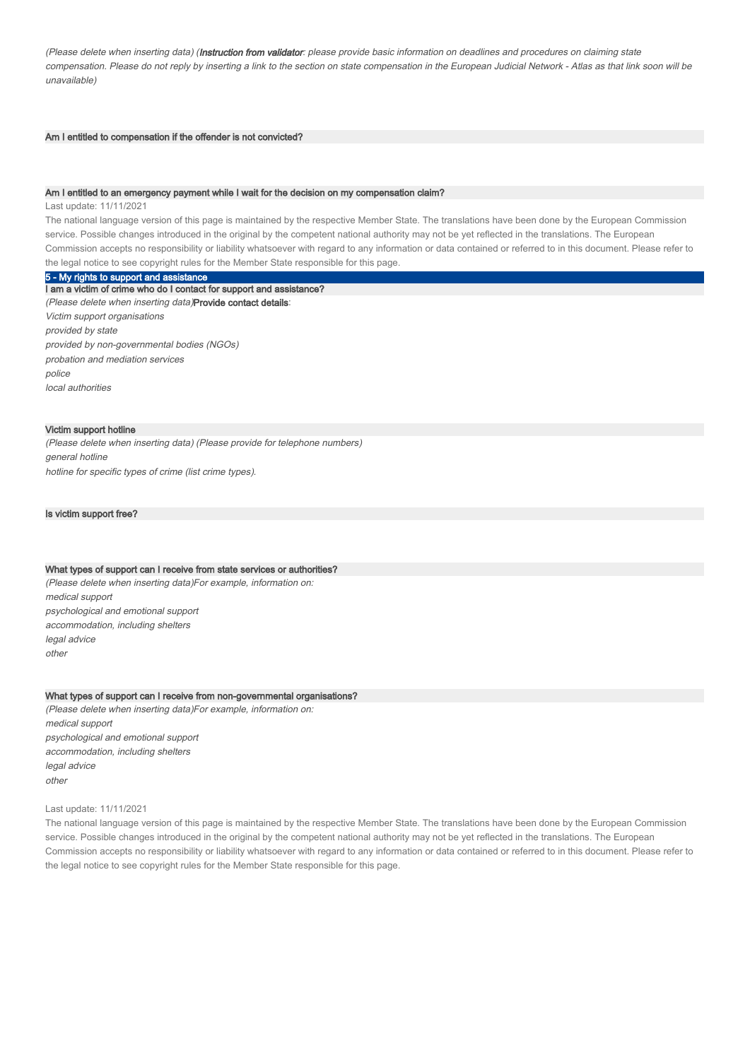*(Please delete when inserting data) (**Instruction from validator**: please provide basic information on deadlines and procedures on claiming state compensation. Please do not reply by inserting a link to the section on state compensation in the European Judicial Network - Atlas as that link soon will be unavailable)*

### Am I entitled to compensation if the offender is not convicted?

### Am I entitled to an emergency payment while I wait for the decision on my compensation claim?

Last update: 11/11/2021

The national language version of this page is maintained by the respective Member State. The translations have been done by the European Commission service. Possible changes introduced in the original by the competent national authority may not be yet reflected in the translations. The European Commission accepts no responsibility or liability whatsoever with regard to any information or data contained or referred to in this document. Please refer to the legal notice to see copyright rules for the Member State responsible for this page.

## 5 - My rights to support and assistance

### I am a victim of crime who do I contact for support and assistance?

*(Please delete when inserting data)***Provide contact details**:

*Victim support organisations*

*provided by state*

*provided by non-governmental bodies (NGOs)*

*probation and mediation services*

*police*

*local authorities*

### Victim support hotline

*(Please delete when inserting data) (Please provide for telephone numbers)*

*general hotline*

*hotline for specific types of crime (list crime types).*

### Is victim support free?

### What types of support can I receive from state services or authorities?

*(Please delete when inserting data)For example, information on:*

*medical support*

*psychological and emotional support*

*accommodation, including shelters*

*legal advice*

*other*

### What types of support can I receive from non-governmental organisations?

*(Please delete when inserting data)For example, information on:*

*medical support*

*psychological and emotional support*

*accommodation, including shelters*

*legal advice*

*other*

Last update: 11/11/2021

The national language version of this page is maintained by the respective Member State. The translations have been done by the European Commission service. Possible changes introduced in the original by the competent national authority may not be yet reflected in the translations. The European Commission accepts no responsibility or liability whatsoever with regard to any information or data contained or referred to in this document. Please refer to the legal notice to see copyright rules for the Member State responsible for this page.